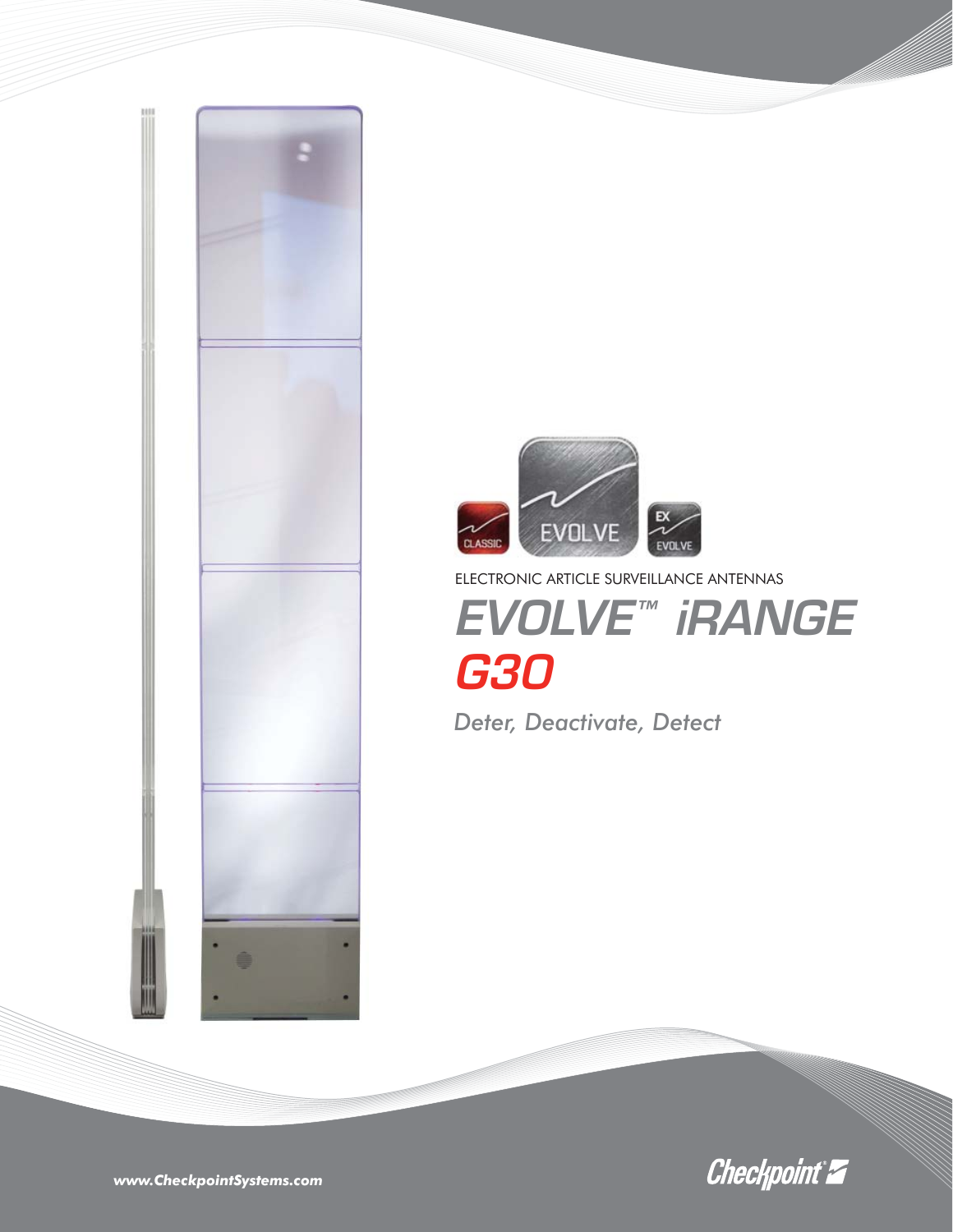ELECTRONIC ARTICLE SURVEILLANCE ANTENNAS

# EVOLVE™ iRANGE G30

*Deter, Deactivate, Detect*

**www.CheckpointSystems.com**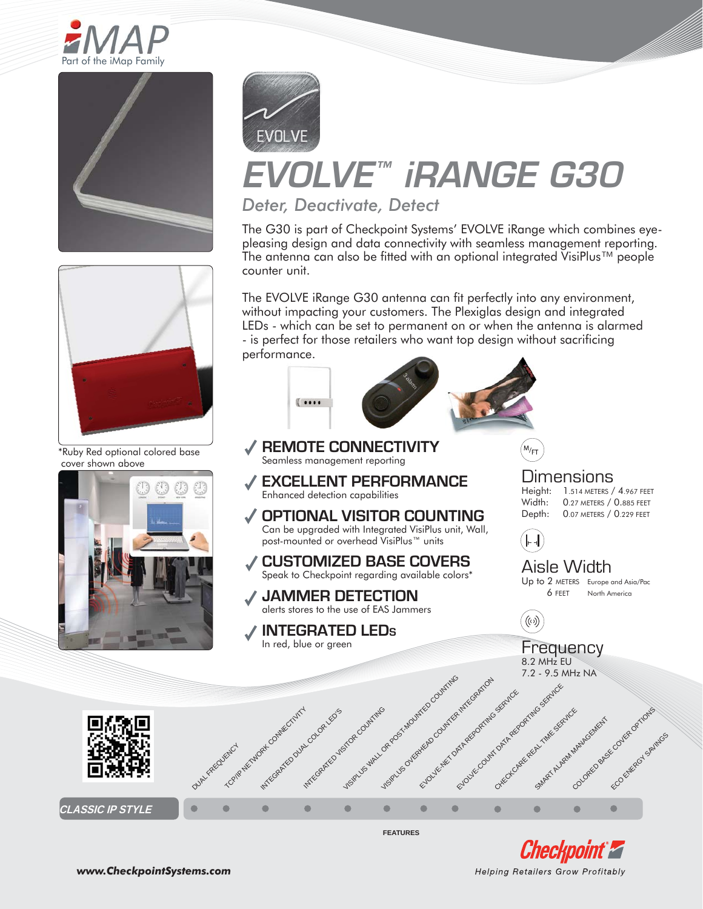iMAP
Part of the iMap Family

*Ruby Red optional colored base cover shown above

EVOLVE

# EVOLVE™ iRANGE G30

## *Deter, Deactivate, Detect*

The G30 is part of Checkpoint Systems' EVOLVE iRange which combines eye-pleasing design and data connectivity with seamless management reporting. The antenna can also be fitted with an optional integrated VisiPlus™ people counter unit.

The EVOLVE iRange G30 antenna can fit perfectly into any environment, without impacting your customers. The Plexiglas design and integrated LEDs - which can be set to permanent on or when the antenna is alarmed - is perfect for those retailers who want top design without sacrificing performance.

- **REMOTE CONNECTIVITY**
  Seamless management reporting
- **EXCELLENT PERFORMANCE**
  Enhanced detection capabilities
- **OPTIONAL VISITOR COUNTING**
  Can be upgraded with Integrated VisiPlus unit, Wall, post-mounted or overhead VisiPlus™ units
- **CUSTOMIZED BASE COVERS**
  Speak to Checkpoint regarding available colors*
- **JAMMER DETECTION**
  alerts stores to the use of EAS Jammers
- **INTEGRATED LEDs**
  In red, blue or green

### Dimensions

| | |
|---|---|
| Height: | 1.514 METERS / 4.967 FEET |
| Width: | 0.27 METERS / 0.885 FEET |
| Depth: | 0.07 METERS / 0.229 FEET |

### Aisle Width

| | |
|---|---|
| Up to 2 METERS | Europe and Asia/Pac |
| 6 FEET | North America |

### Frequency

8.2 MHz EU
7.2 - 9.5 MHz NA

| | DUAL FREQUENCY | TCP/IP NETWORK CONNECTIVITY | INTEGRATED DUAL COLOR LED'S | INTEGRATED VISITOR COUNTING | VISIPLUS WALL OR POST-MOUNTED COUNTING | VISIPLUS OVERHEAD COUNTER INTEGRATION | EVOLVE-NET DATA REPORTING SERVICE | EVOLVE-COUNT DATA REPORTING SERVICE | CHECKCARE REAL TIME SERVICE | SMART ALARM MANAGEMENT | COLORED BASE COVER OPTIONS | ECO ENERGY SAVINGS |
|---|---|---|---|---|---|---|---|---|---|---|---|---|
| CLASSIC IP STYLE | ● | ● | ● | ● | ● | ● | ● | ● | ● | ● | ● | ● |

FEATURES

www.CheckpointSystems.com

Checkpoint
Helping Retailers Grow Profitably